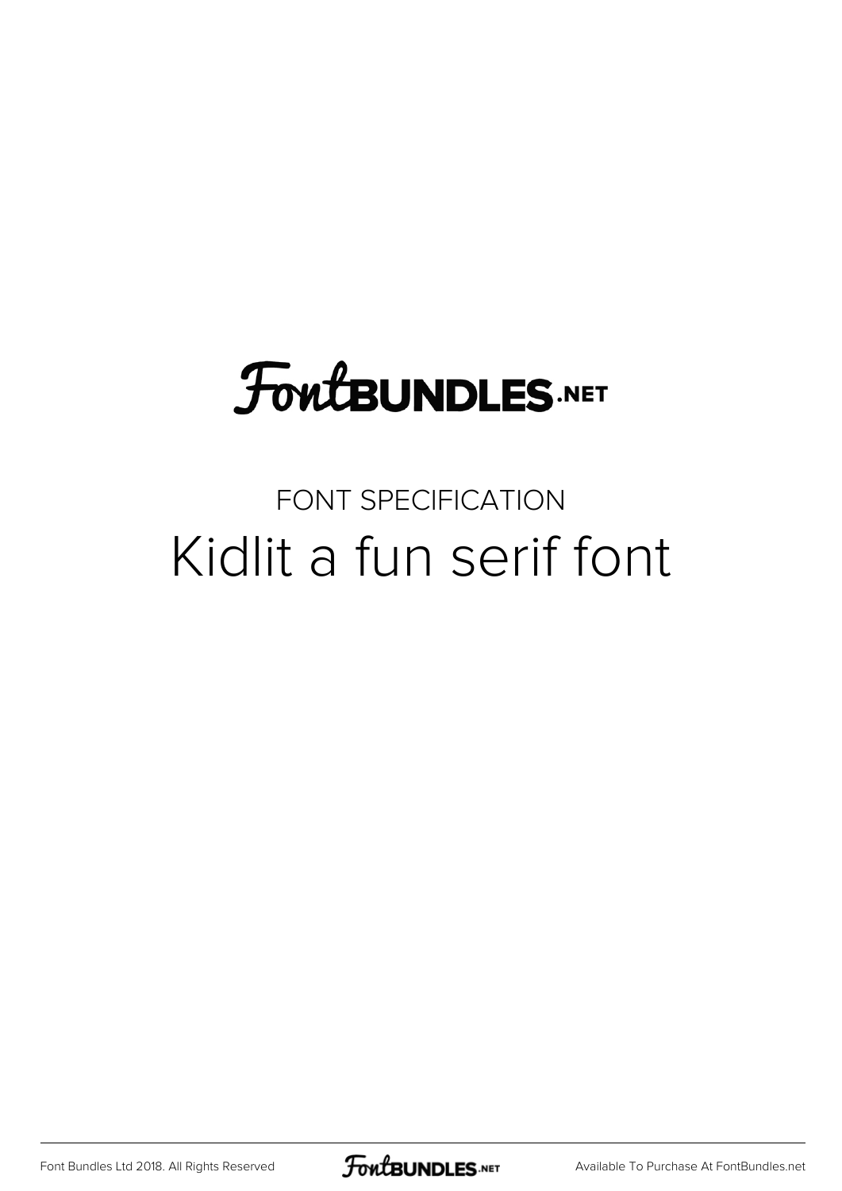FontBUNDLES.NET

FONT SPECIFICATION

# Kidlit a fun serif font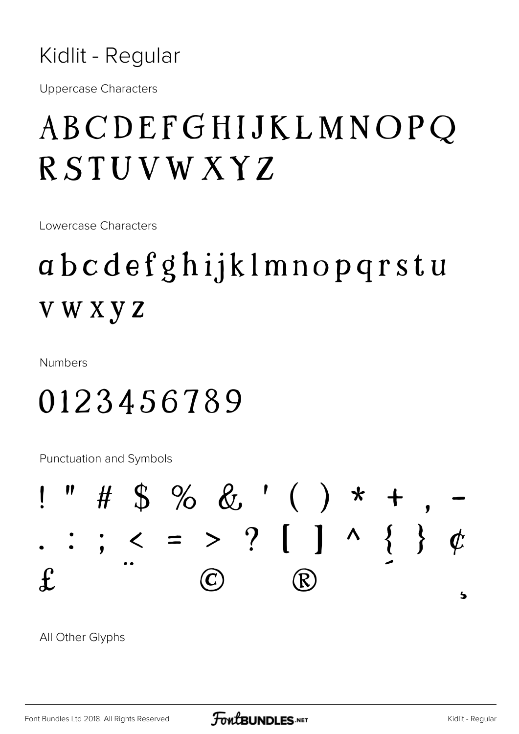# Kidlit - Regular

Uppercase Characters

## ABCDEFGHIJKLMNOPQ RSTUVWXYZ

Lowercase Characters

## abcdefghijklmnopqrstu vwxyz

Numbers

## 0123456789

Punctuation and Symbols

## ! " # $ % & ' ( ) * + , - . : ; < = > ? [ ] ^ { } ¢ £ ¨ © ® ¯ ¸

All Other Glyphs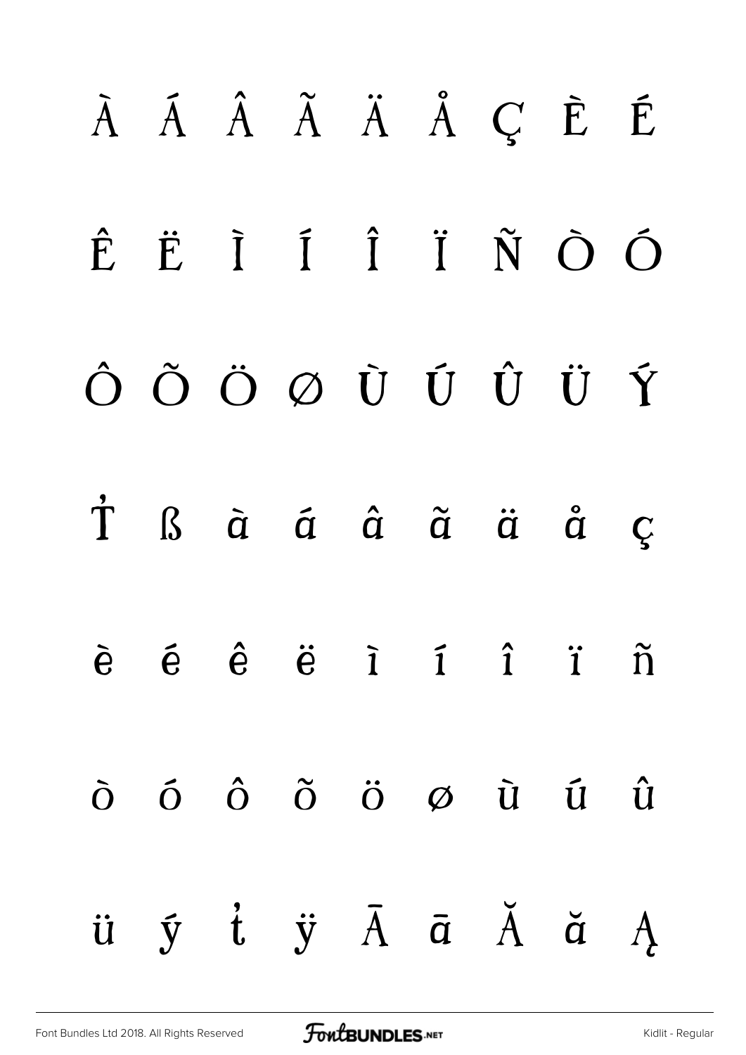À Á Â Ã Ä Å Ç È É

Ê Ë Ì Í Î Ï Ñ Ò Ó

Ô Õ Ö Ø Ù Ú Û Ü Ý

Ṫ ß à á â ã ä å ç

è é ê ë ì í î ï ñ

ò ó ô õ ö ø ù ú û

ü ý ť ÿ Ā ā Ă ă Ą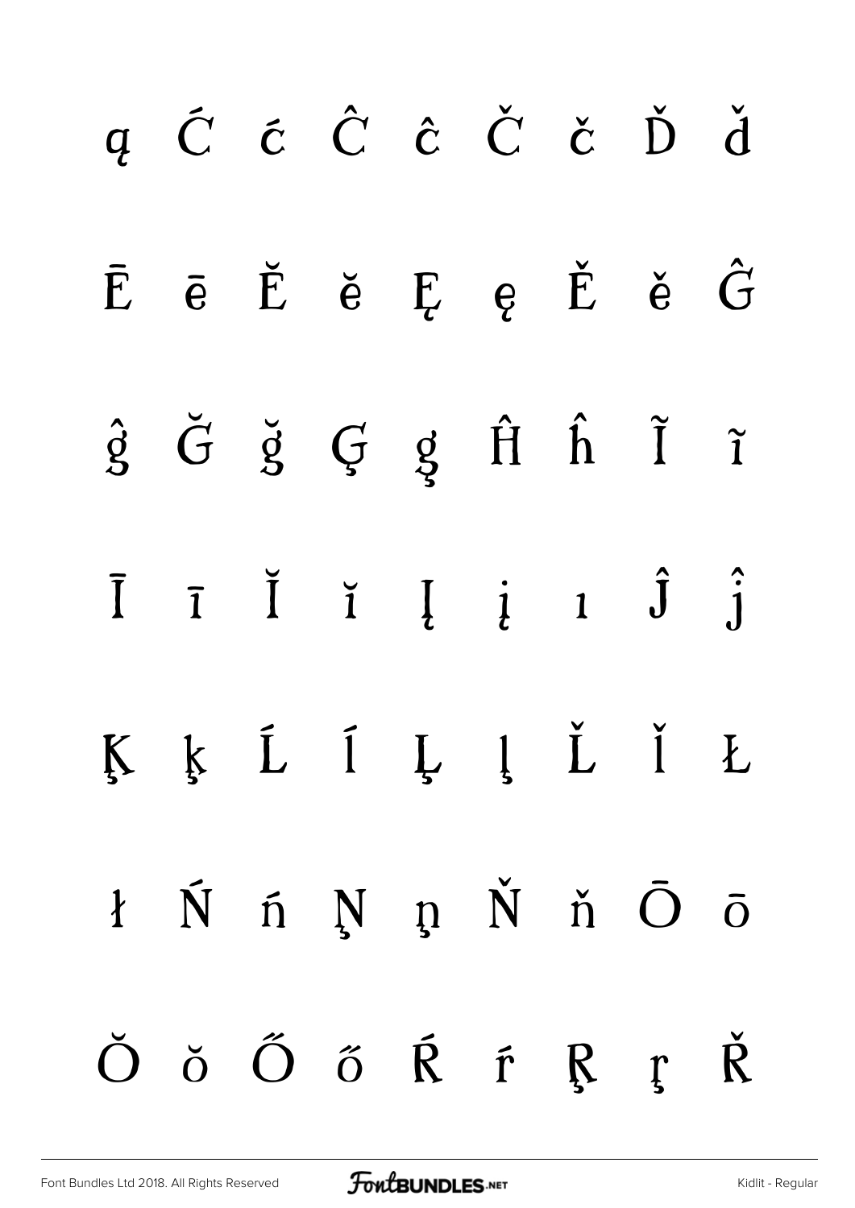ą Ć ć Ĉ ĉ Č č Ď ď

Ē ē Ĕ ĕ Ę ę Ě ě Ĝ

ĝ Ğ ğ Ģ ģ Ĥ ĥ Ĩ ĩ

Ī ī Ĭ ĭ Į į ı Ĵ ĵ

Ķ ķ Ĺ ĺ Ļ ļ Ľ ľ Ł

ł Ń ń Ņ ņ Ň ň Ō ō

Ŏ ŏ Ő ő Ŕ ŕ Ŗ ŗ Ř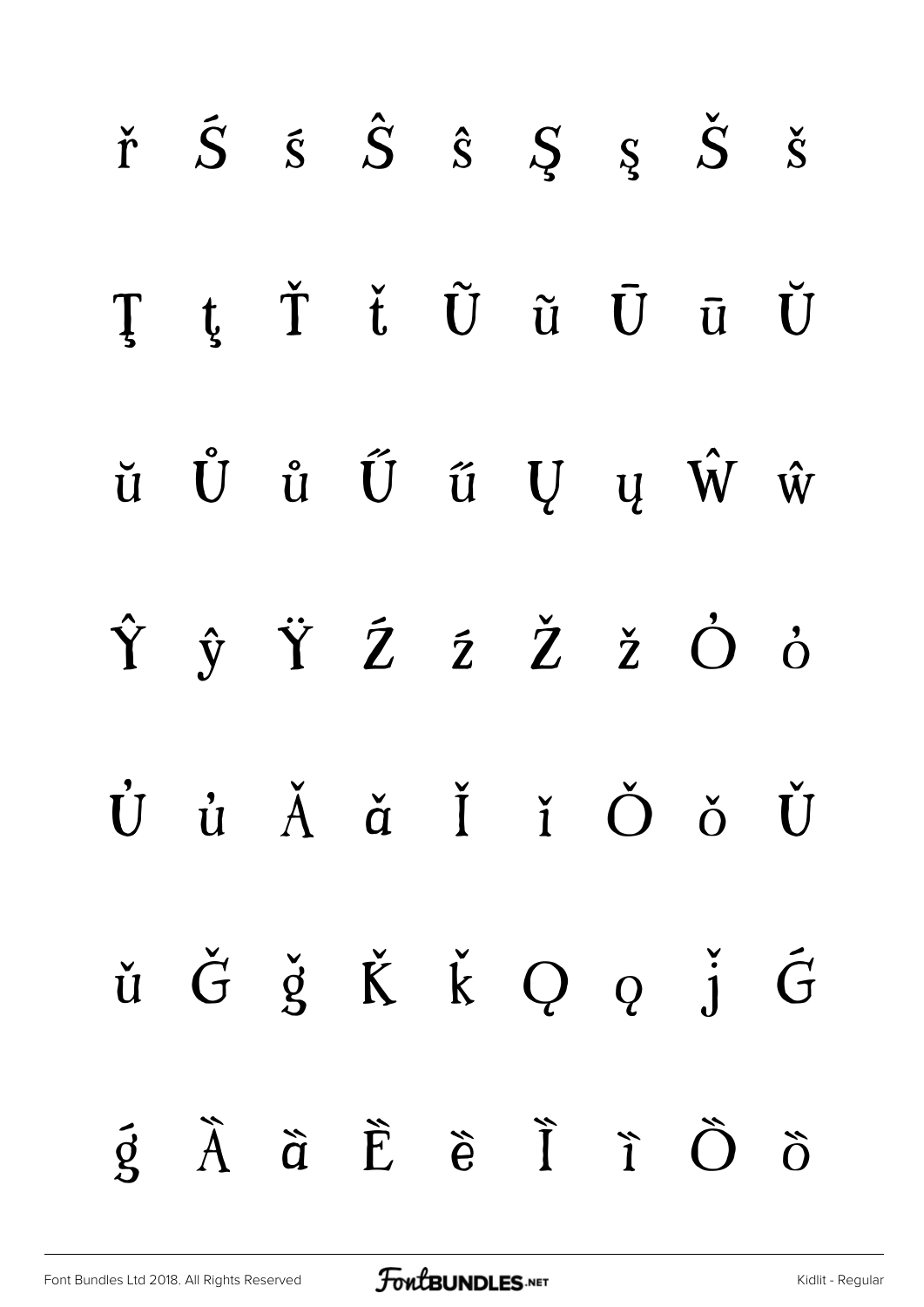ř Ś ś Ŝ ŝ Ş ş Š š

Ţ ţ Ť ť Ũ ũ Ū ū Ŭ

ŭ Ů ů Ű ű Ų ų Ŵ ŵ

Ŷ ŷ Ÿ Ź ź Ž ž Ỏ ỏ

Ủ ủ Ǎ ǎ Ǐ ǐ Ǒ ǒ Ǔ

ǔ Ǧ ǧ Ǩ ǩ Ǫ ǫ ǰ Ǵ

ǵ Ȁ ȁ Ȅ ȅ Ȉ ȉ Ȍ ȍ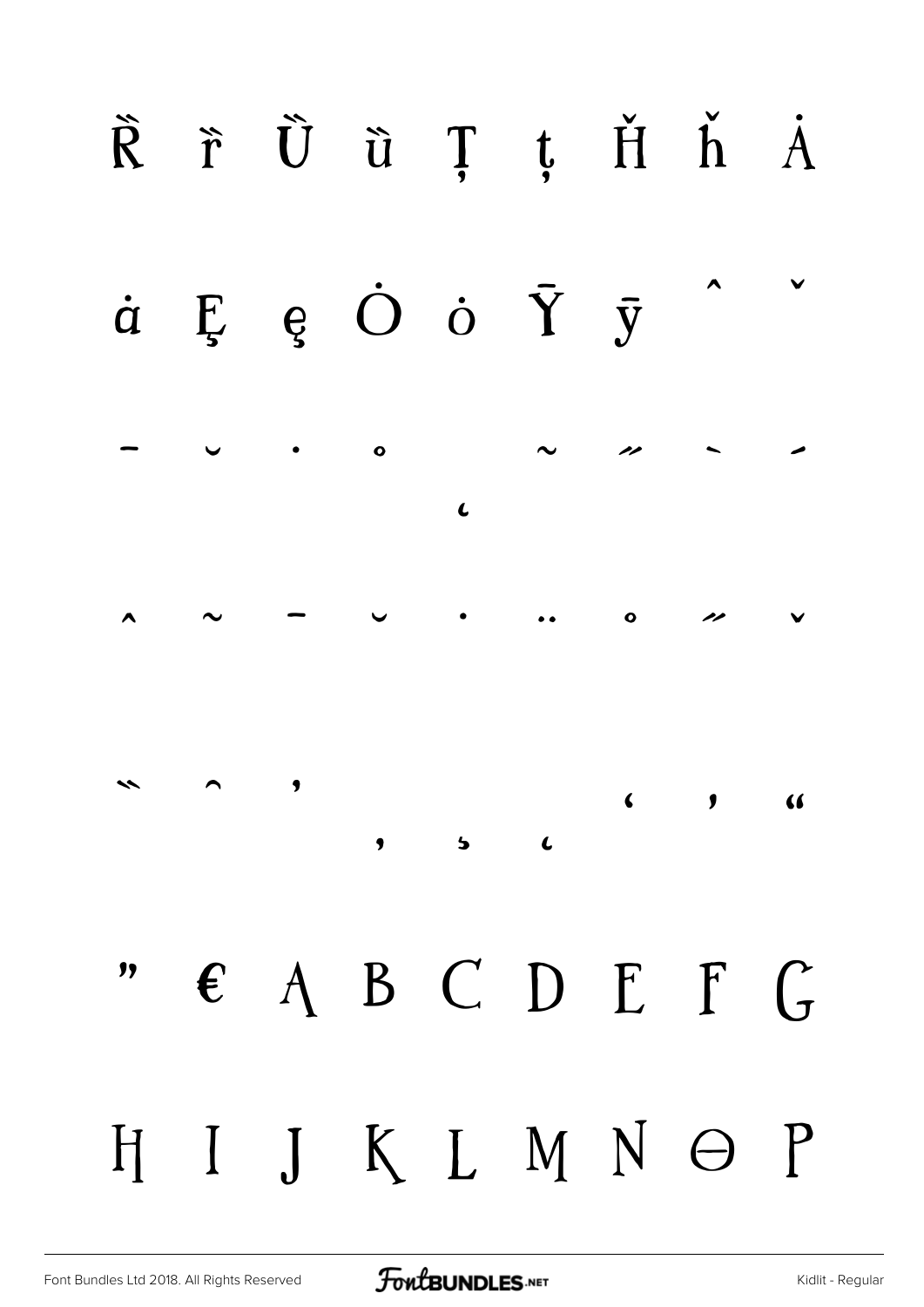Ȑ ȑ Ȕ ȕ Ţ ţ Ȟ ȟ Ȧ

ȧ Ȩ ȩ Ȯ ȯ Ȳ ȳ ˆ ˇ

˗ ˘ ˙ ˚ ˛ ˜ ˝ ˋ ˊ

ˆ ˜ ˉ ˘ ˙ ¨ ˚ ˝ ˇ

˵ ˆ ʼ , ʻ ˛ ' ' "

" € A B C D E F G

H I J K L M N Θ P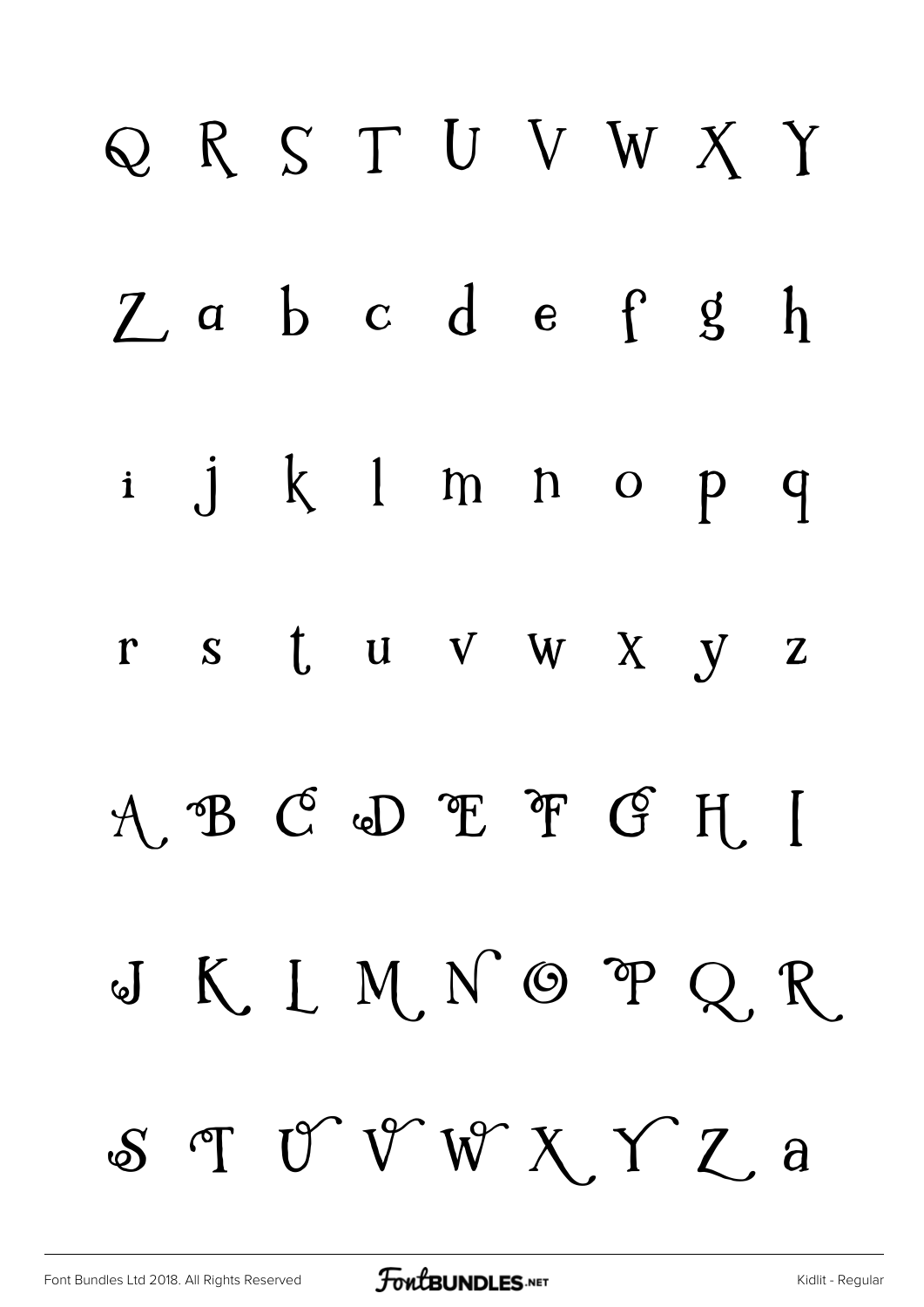Q R S T U V W X Y

Z a b c d e f g h

i j k l m n o p q

r s t u v w x y z

A B C D E F G H I

J K L M N O P Q R

S T U V W X Y Z a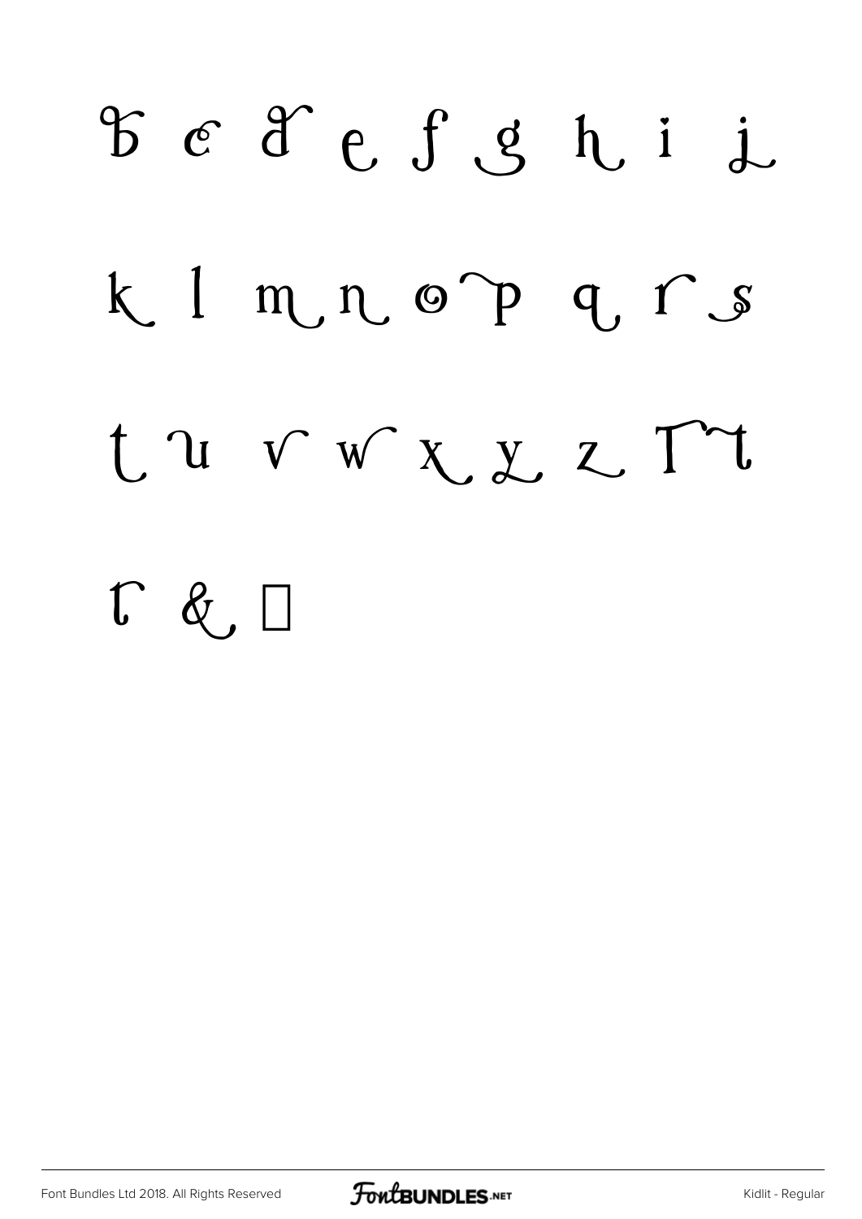b c d e f g h i j

k l m n o p q r s

t u v w x y z T t

r &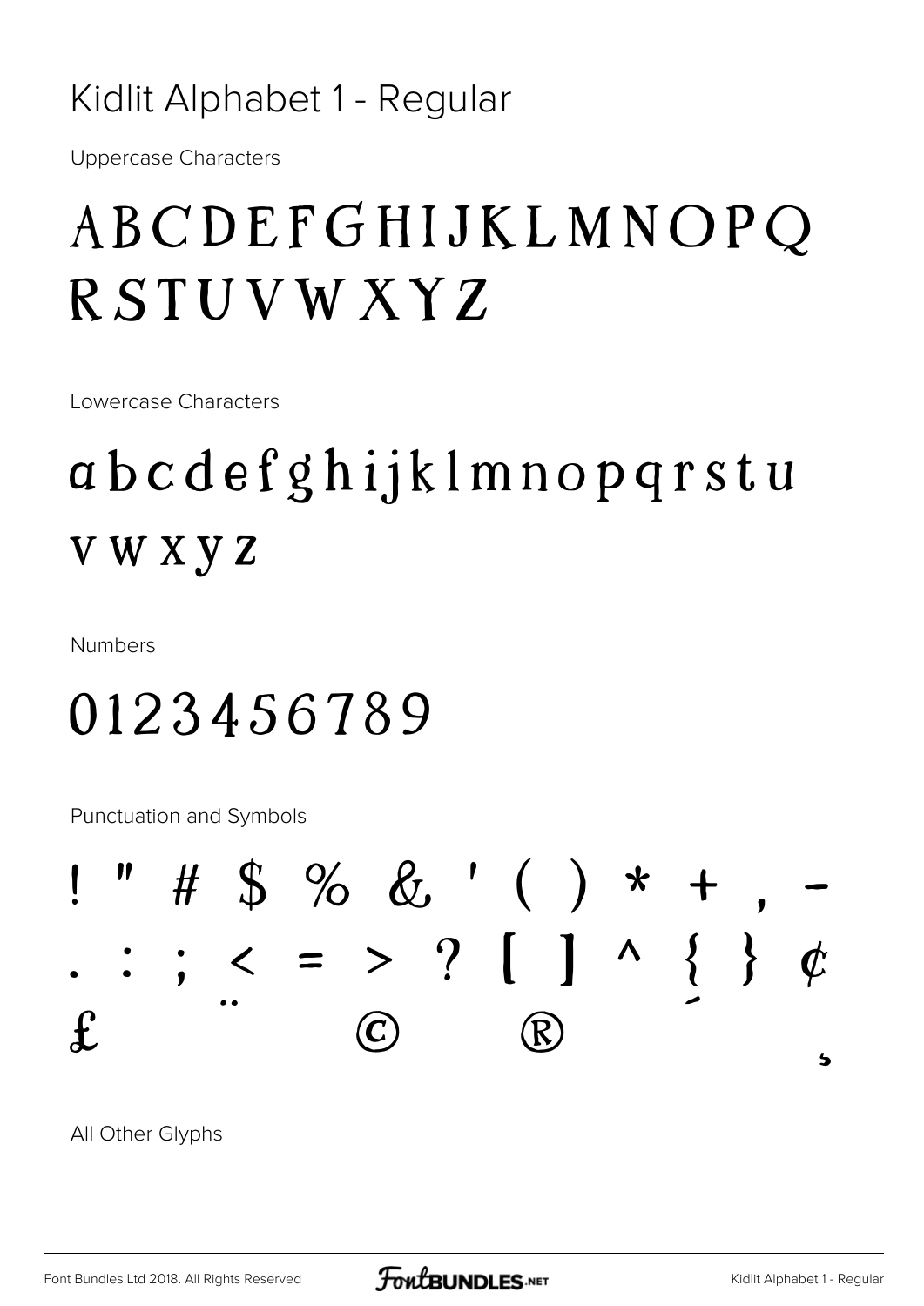# Kidlit Alphabet 1 - Regular

Uppercase Characters

ABCDEFGHIJKLMNOPQ
RSTUVWXYZ

Lowercase Characters

abcdefghijklmnopqrstu
vwxyz

Numbers

0123456789

Punctuation and Symbols

! " # $ % & ' ( ) * + , -
. : ; < = > ? [ ] ^ { } ¢
£ ¨ © ® ¸

All Other Glyphs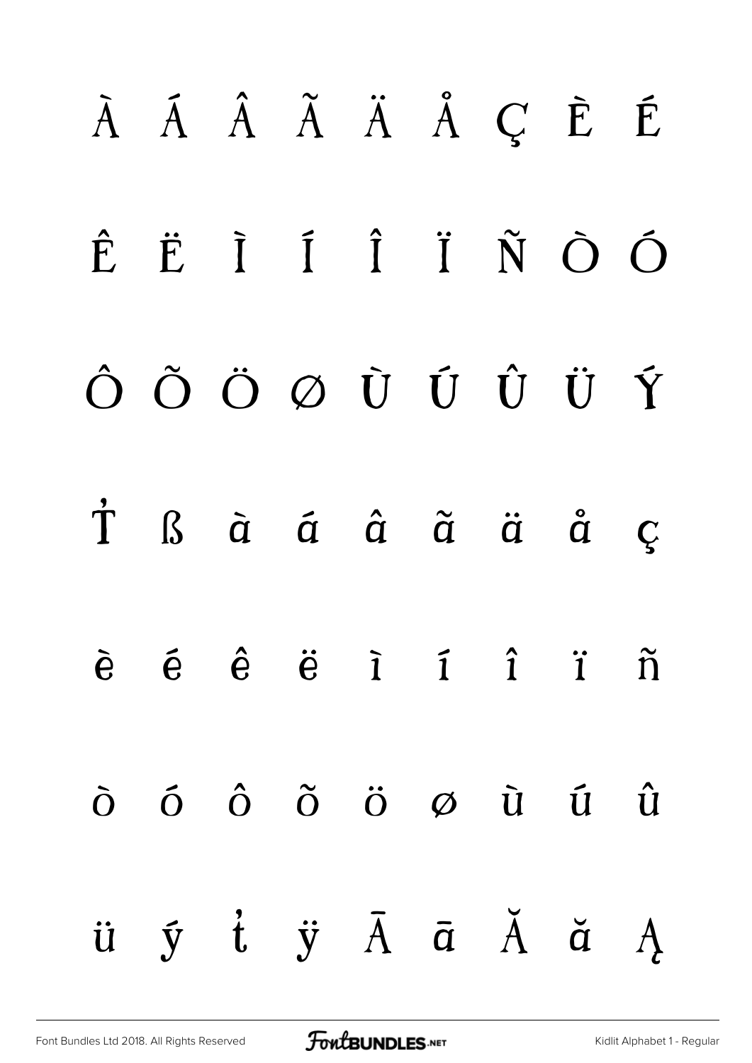À Á Â Ã Ä Å Ç È É

Ê Ë Ì Í Î Ï Ñ Ò Ó

Ô Õ Ö Ø Ù Ú Û Ü Ý

Ṫ ß à á â ã ä å ç

è é ê ë ì í î ï ñ

ò ó ô õ ö ø ù ú û

ü ý ť ÿ Ā ā Ă ă Ą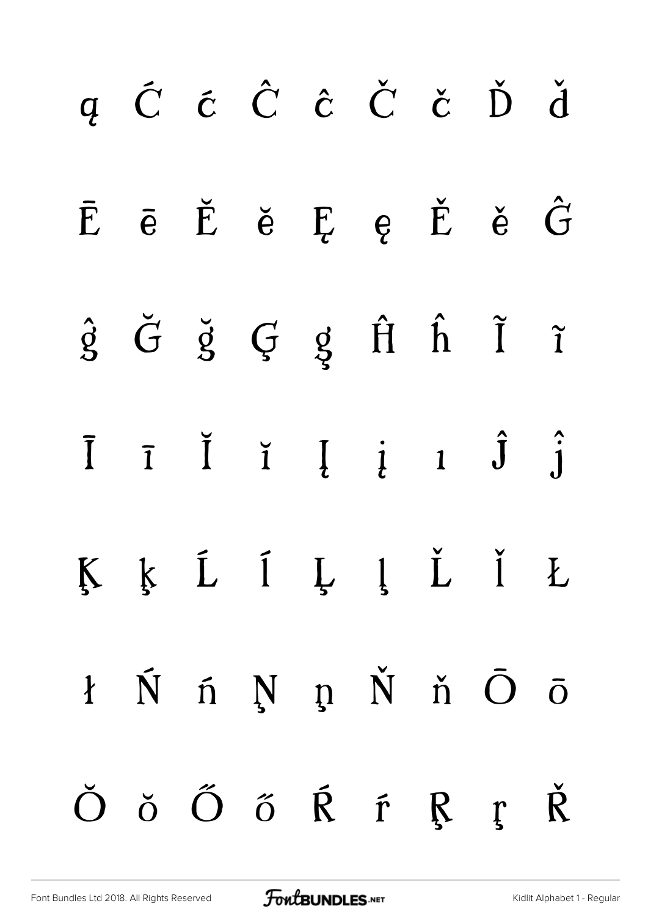ą Ć ć Ĉ ĉ Č č Ď ď

Ē ē Ĕ ĕ Ę ę Ě ě Ĝ

ĝ Ğ ğ Ģ ģ Ĥ ĥ Ĩ ĩ

Ī ī Ĭ ĭ Į į ı Ĵ ĵ

Ķ ķ Ĺ ĺ Ļ ļ Ľ ľ Ł

ł Ń ń Ņ ņ Ň ň Ō ō

Ŏ ŏ Ő ő Ŕ ŕ Ŗ ŗ Ř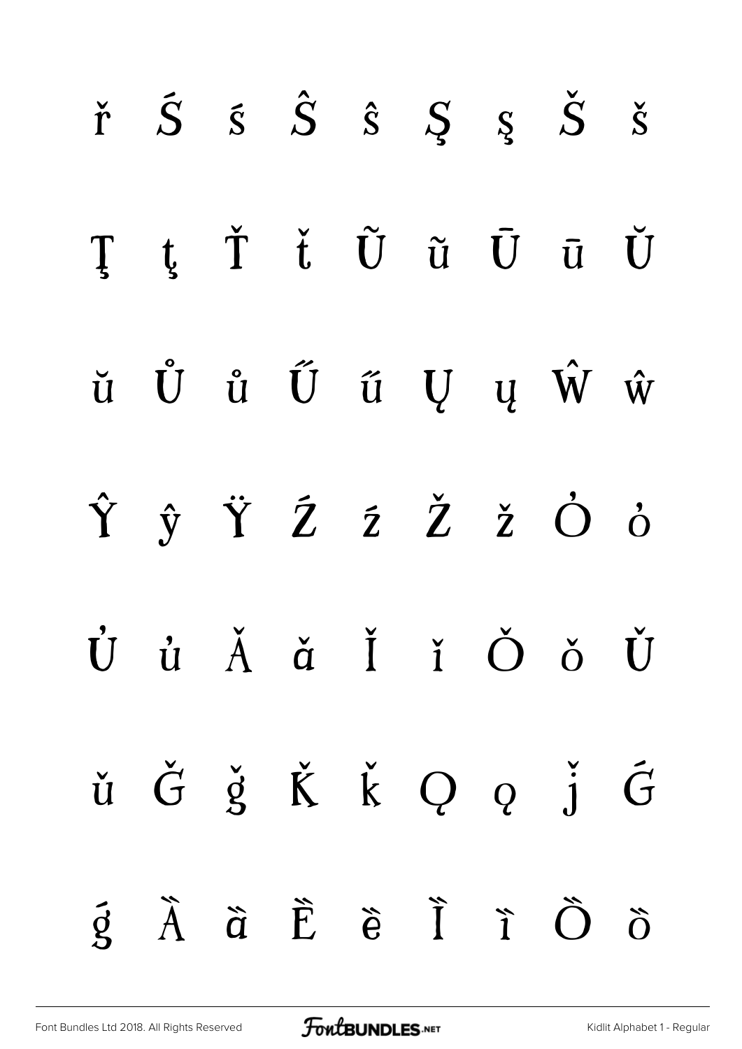ř Ś ś Ŝ ŝ Ş ş Š š

Ţ ţ Ť ť Ũ ũ Ū ū Ŭ

ŭ Ů ů Ű ű Ų ų Ŵ ŵ

Ŷ ŷ Ÿ Ź ź Ž ž Ơ ơ

Ư ư Ǎ ǎ Ǐ ǐ Ǒ ǒ Ǔ

ǔ Ǧ ǧ Ǩ ǩ Ǫ ǫ ǰ Ǵ

ǵ Ȁ ȁ Ȅ ȅ Ȉ ȉ Ȍ ȍ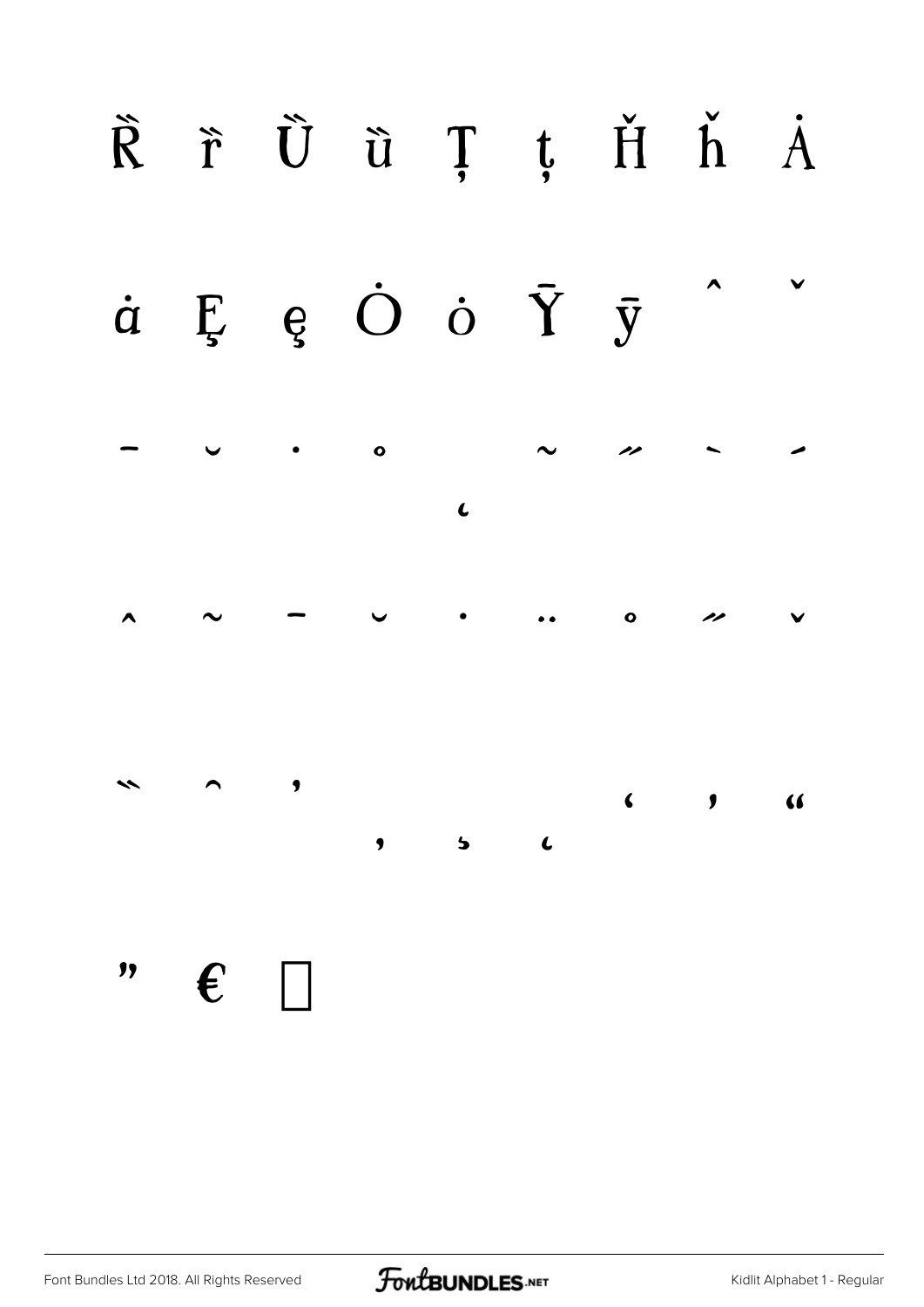Ȑ ȓ Ȕ ȕ Ţ ţ Ȟ ȟ Ȧ

ȧ Ȩ ȩ Ȯ ȯ Ȳ ȳ ˆ ˇ

ˉ ˘ ˙ ˚ ˛ ˜ ˝ ˋ ˊ

̂ ̃ ̄ ̆ ̇ ̈ ̊ ̋ ̌

̏ ̑ ̒ ̦ ̧ ̨ ‘ ’ “

” €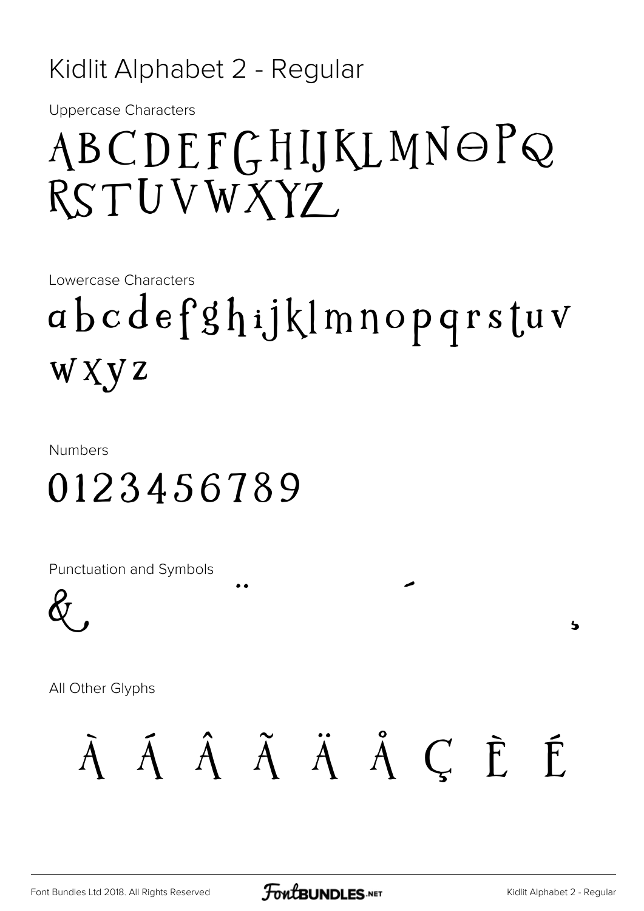# Kidlit Alphabet 2 - Regular

Uppercase Characters

ABCDEFGHIJKLMNOPQ
RSTUVWXYZ

Lowercase Characters

abcdefghijklmnopqrstuv
wxyz

Numbers

0123456789

Punctuation and Symbols

& ¨ ´ ¸

All Other Glyphs

À Á Â Ã Ä Å Ç È É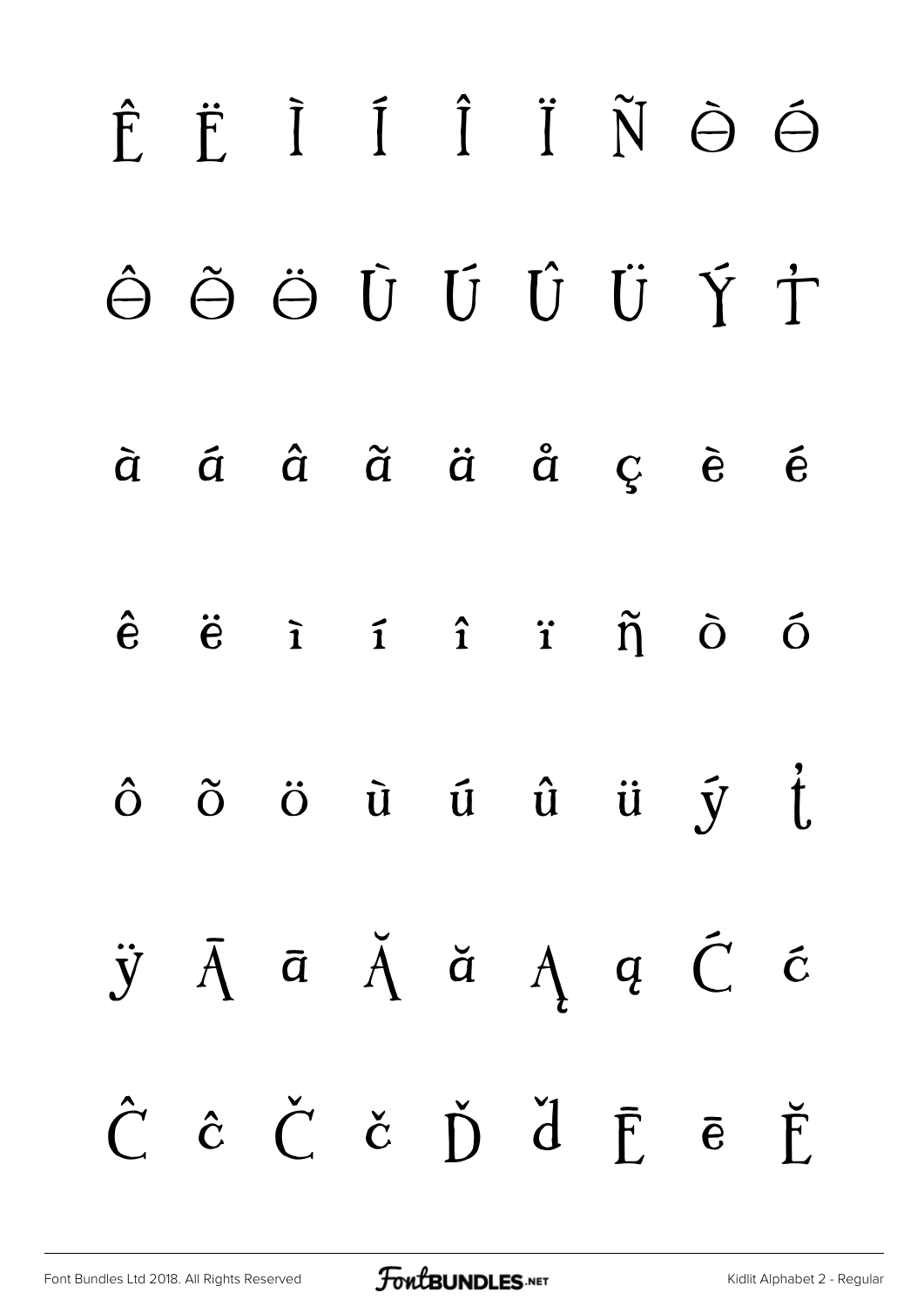Ê Ë Ì Í Î Ï Ñ Ò Ó

Ô Õ Ö Ù Ú Û Ü Ý Ṫ

à á â ã ä å ç è é

ê ë ì í î ï ñ ò ó

ô õ ö ù ú û ü ý ť

ÿ Ā ā Ă ă Ą ą Ć ć

Ĉ ĉ Č č Ď ď Ē ē Ĕ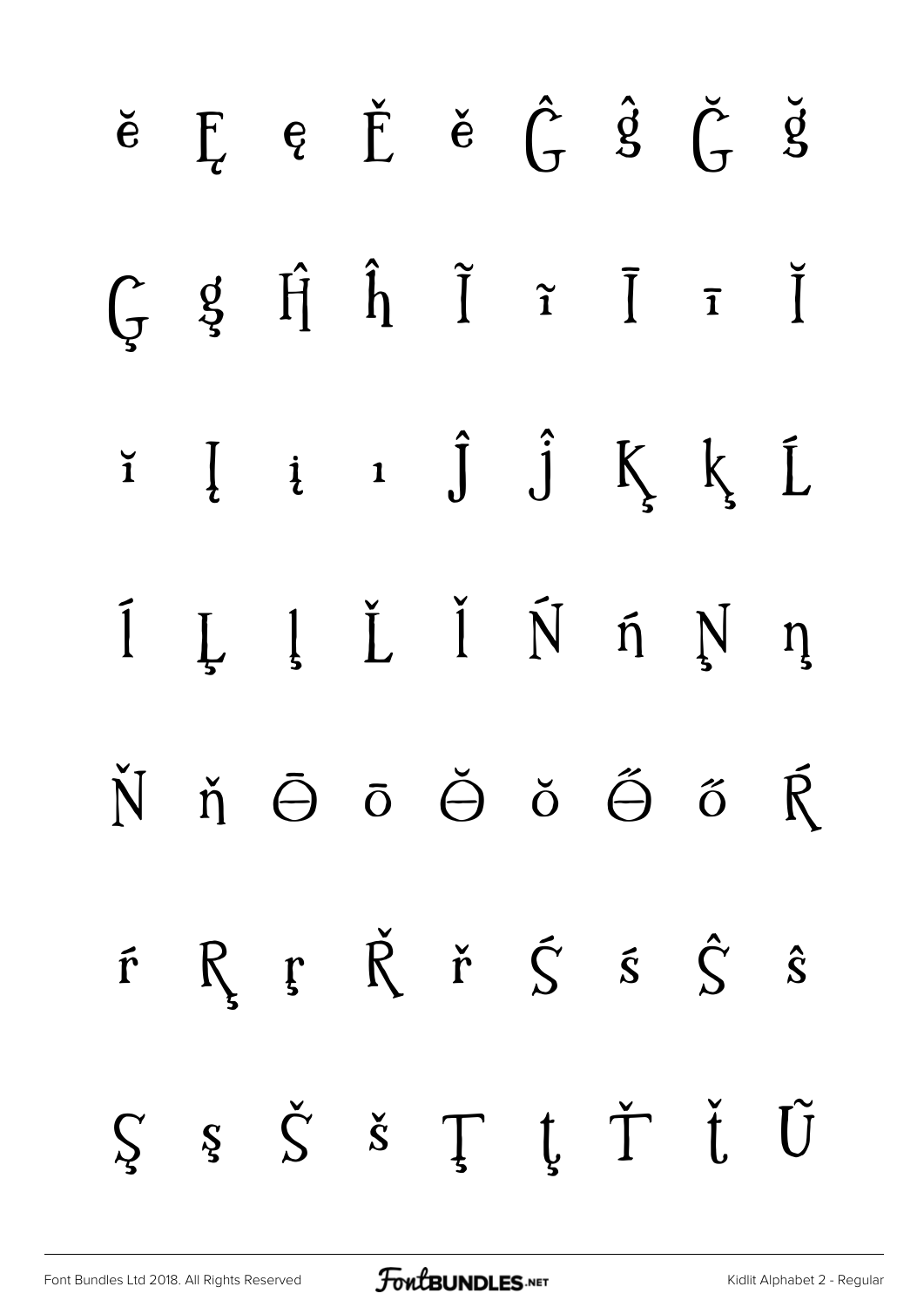ĕ Ę ę Ě ě Ĝ ĝ Ğ ğ

Ģ ģ Ĥ ĥ Ĩ ĩ Ī ī Ĭ

ĭ Į į ı Ĵ ĵ Ķ ķ Ĺ

ĺ Ļ ļ Ľ ľ Ń ń Ņ ņ

Ň ň Ō ō Ŏ ŏ Ő ő Ŕ

ŕ Ŗ ŗ Ř ř Ś ś Ŝ ŝ

Ş ş Š š Ţ ţ Ť ť Ũ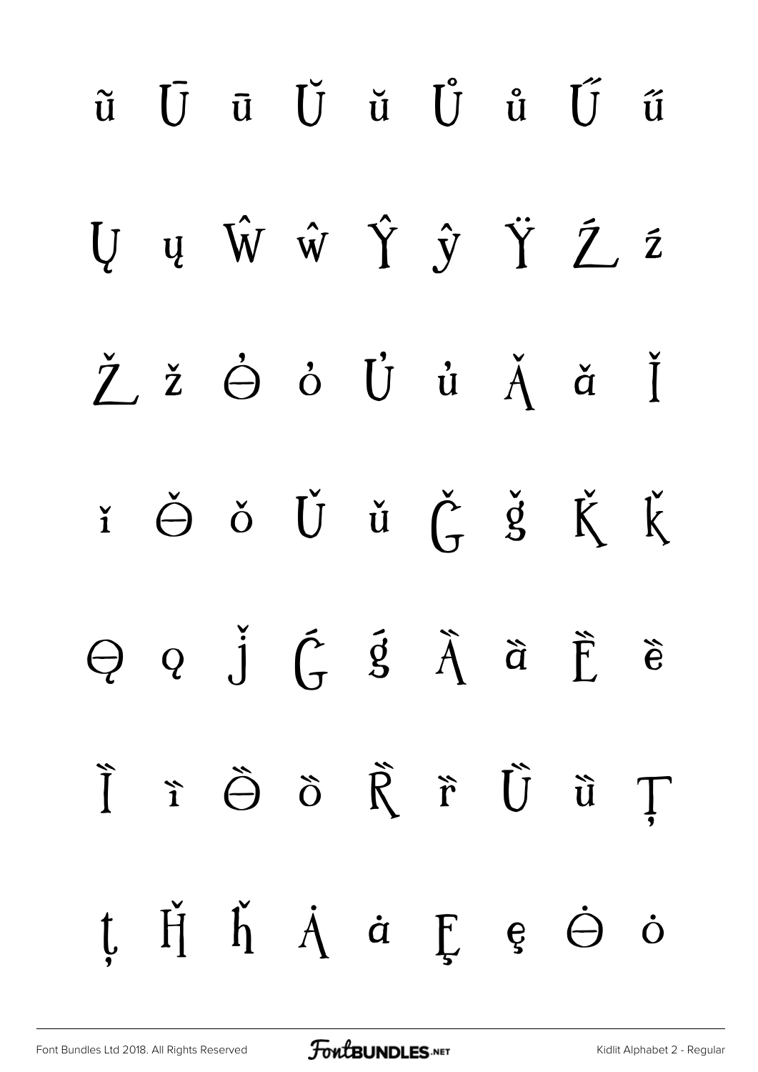ũ Ū ū Ŭ ŭ Ů ů Ű ű

Ų ų Ŵ ŵ Ŷ ŷ Ÿ Ź ź

Ž ž Ơ ơ Ư ư Ǎ ǎ Ǐ

ǐ Ǒ ǒ Ǔ ǔ Ǧ ǧ Ǩ ǩ

Ǫ ǫ ǰ Ǵ ǵ Ȁ ȁ Ȅ ȅ

Ȉ ȉ Ȍ ȍ Ȑ ȑ Ȕ ȕ Ţ

ţ Ȟ ȟ Ȧ ȧ Ȩ ȩ Ȯ ȯ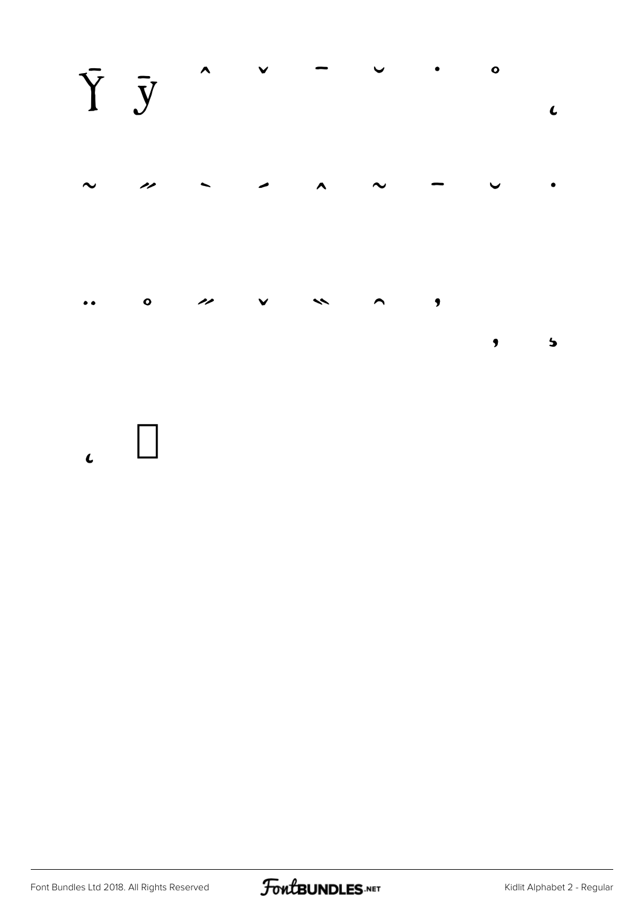Ȳ ȳ ˆ ˇ ˉ ˘ ˙ ˚ ˛

˜ ˝ ˋ ˊ ̂ ̃ ̄ ̆ ̇

̈ ̊ ̋ ̌ ̏ ̑ ̒ ̦ ̧

̨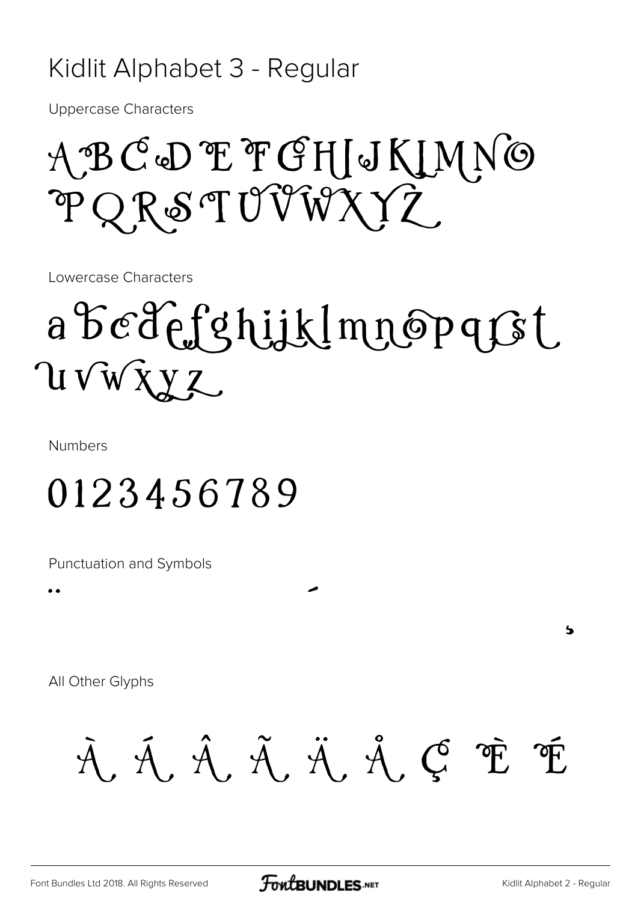# Kidlit Alphabet 3 - Regular

Uppercase Characters

ABCDEFGHIJKLMNO
PQRSTUVWXYZ

Lowercase Characters

abcdefghijklmnopqrst
uvwxyz

Numbers

0123456789

Punctuation and Symbols

.. ‚ ‚

All Other Glyphs

À Á Â Ã Ä Å Ç È É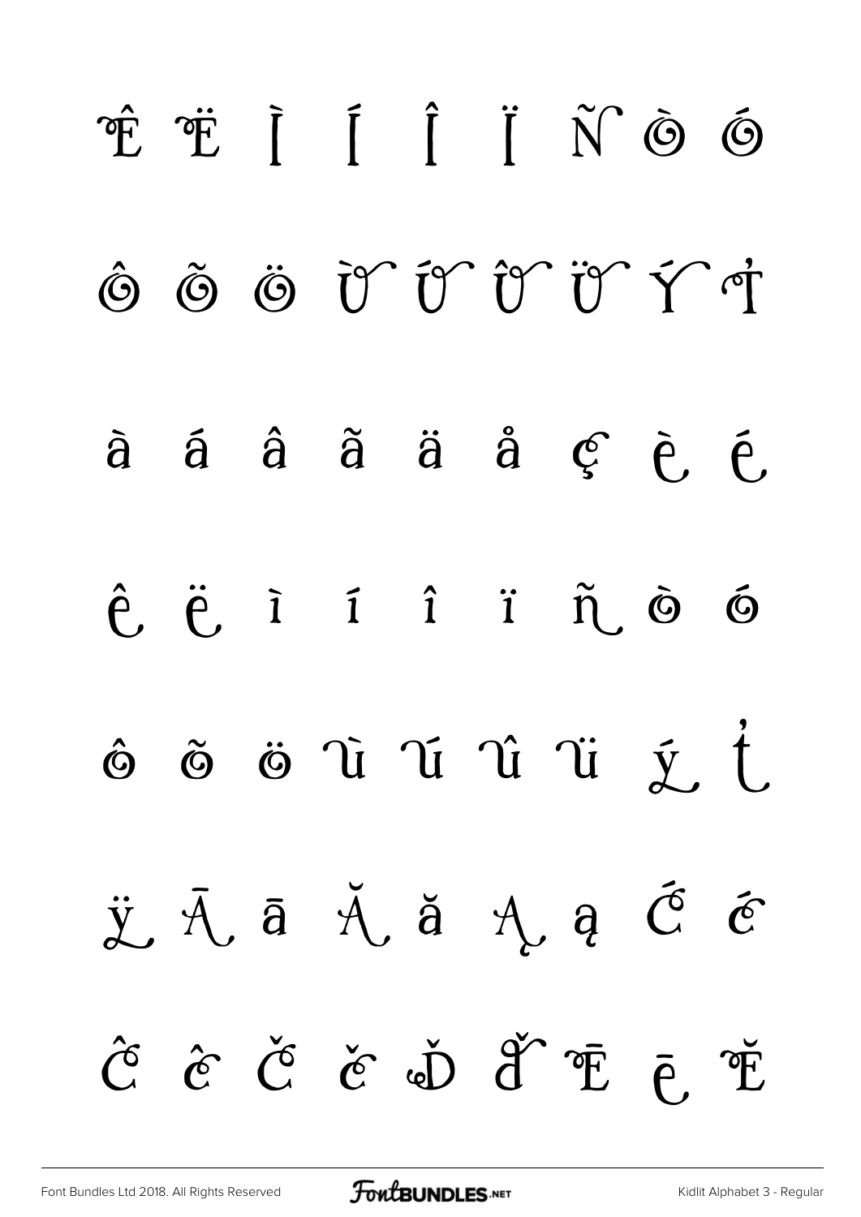Ê Ë Ì Í Î Ï Ñ Ò Ó

Ô Õ Ö Ù Ú Û Ü Ý Þ

à á â ã ä å ç è é

ê ë ì í î ï ñ ò ó

ô õ ö ù ú û ü ý þ

ÿ Ā ā Ă ă Ą ą Ć ć

Ĉ ĉ Č č Ď ď Ē ē Ĕ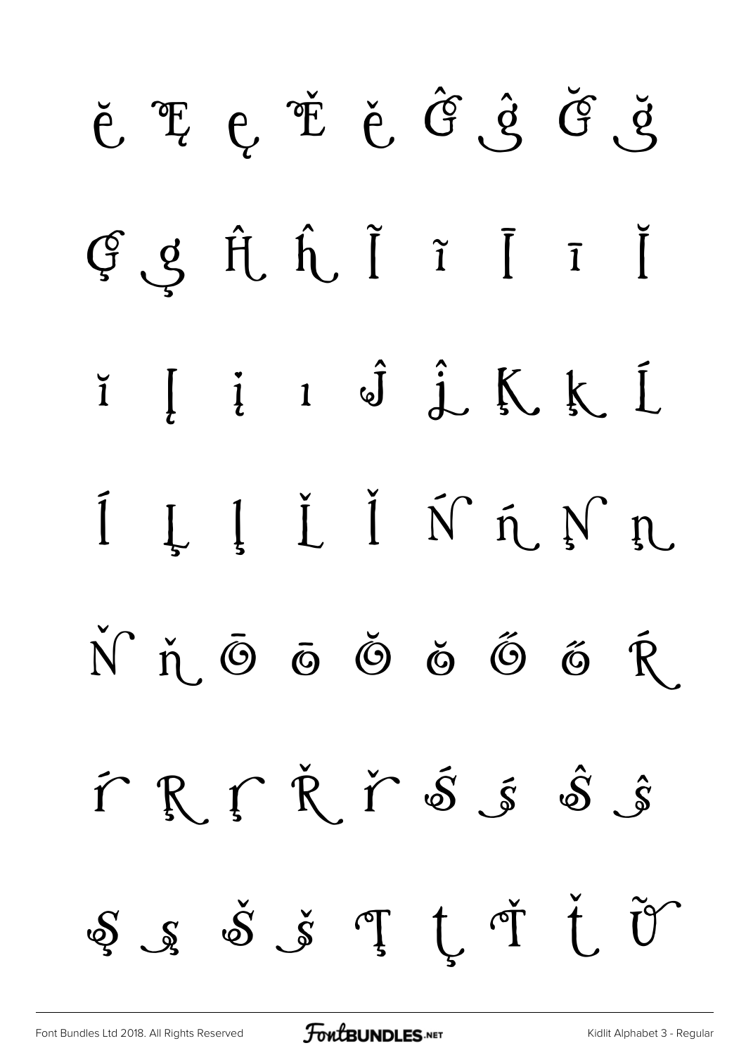ĕ Ę ę Ě ě Ĝ ĝ Ğ ğ

Ģ ģ Ĥ ĥ Ĩ ĩ Ī ī Ĭ

ĭ Į į ı Ĵ ĵ Ķ ķ Ĺ

ĺ Ļ ļ Ľ ľ Ń ń Ņ ņ

Ň ň Ō ō Ŏ ŏ Ő ő Ŕ

ŕ Ŗ ŗ Ř ř Ś ś Ŝ ŝ

Ş ş Š š Ţ ţ Ť ť Ũ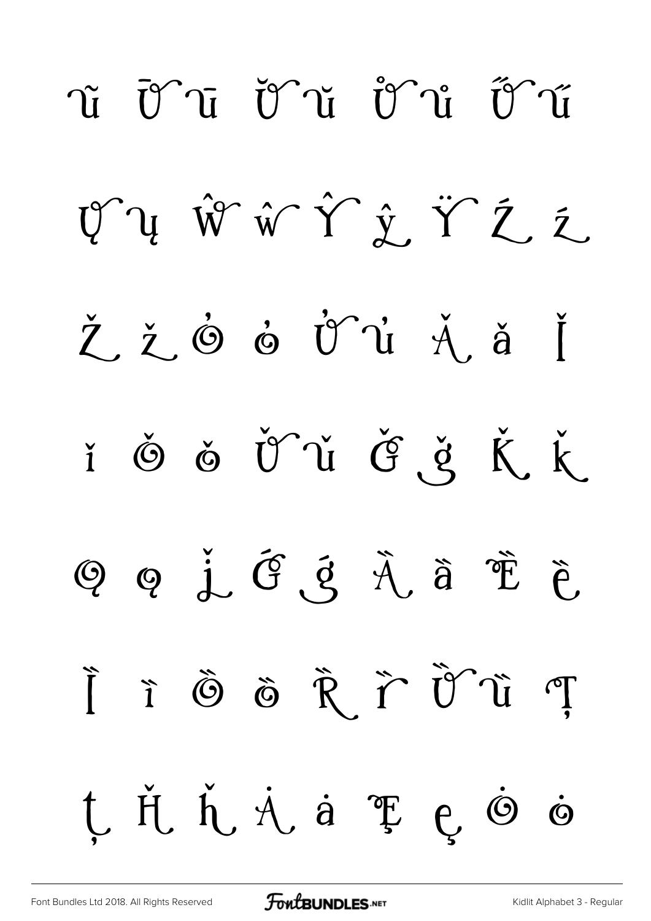ũ Ū ū Ŭ ŭ Ů ů Ű ű

Ų ų Ŵ ŵ Ŷ ŷ Ÿ Ź ź

Ž ž Ơ ơ Ư ư Ǎ ǎ Ǐ

ǐ Ǒ ǒ Ǔ ǔ Ǧ ǧ Ǩ ǩ

Ǫ ǫ ǰ Ǵ ǵ Ȁ ȁ Ȅ ȅ

Ȉ ȉ Ȍ ȍ Ȑ ȑ Ȕ ȕ Ț

ț Ȟ ȟ Ȧ ȧ Ȩ ȩ Ȯ ȯ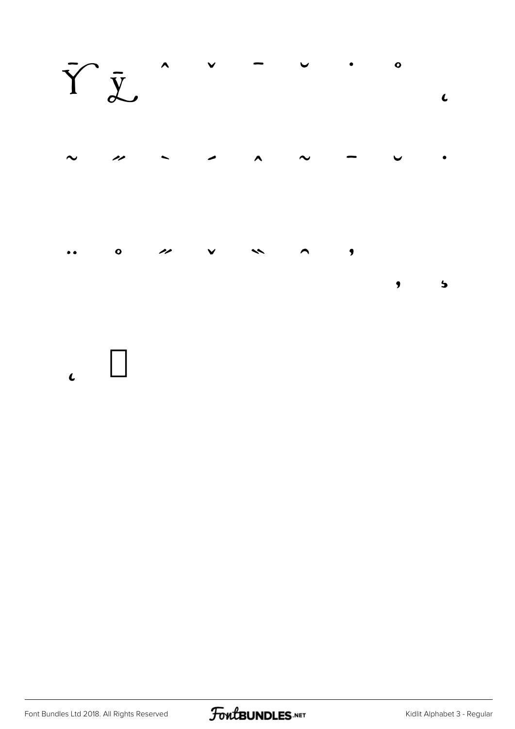Ȳ ȳ ˆ ˇ ˉ ˘ ˙ ˚ ˛

˜ ˝ ˋ ˊ ^ ~ ¯ ˘ ˙

¨ ˚ ˝ ˇ ̏ ̑ ̓ ̦ ̧

̨